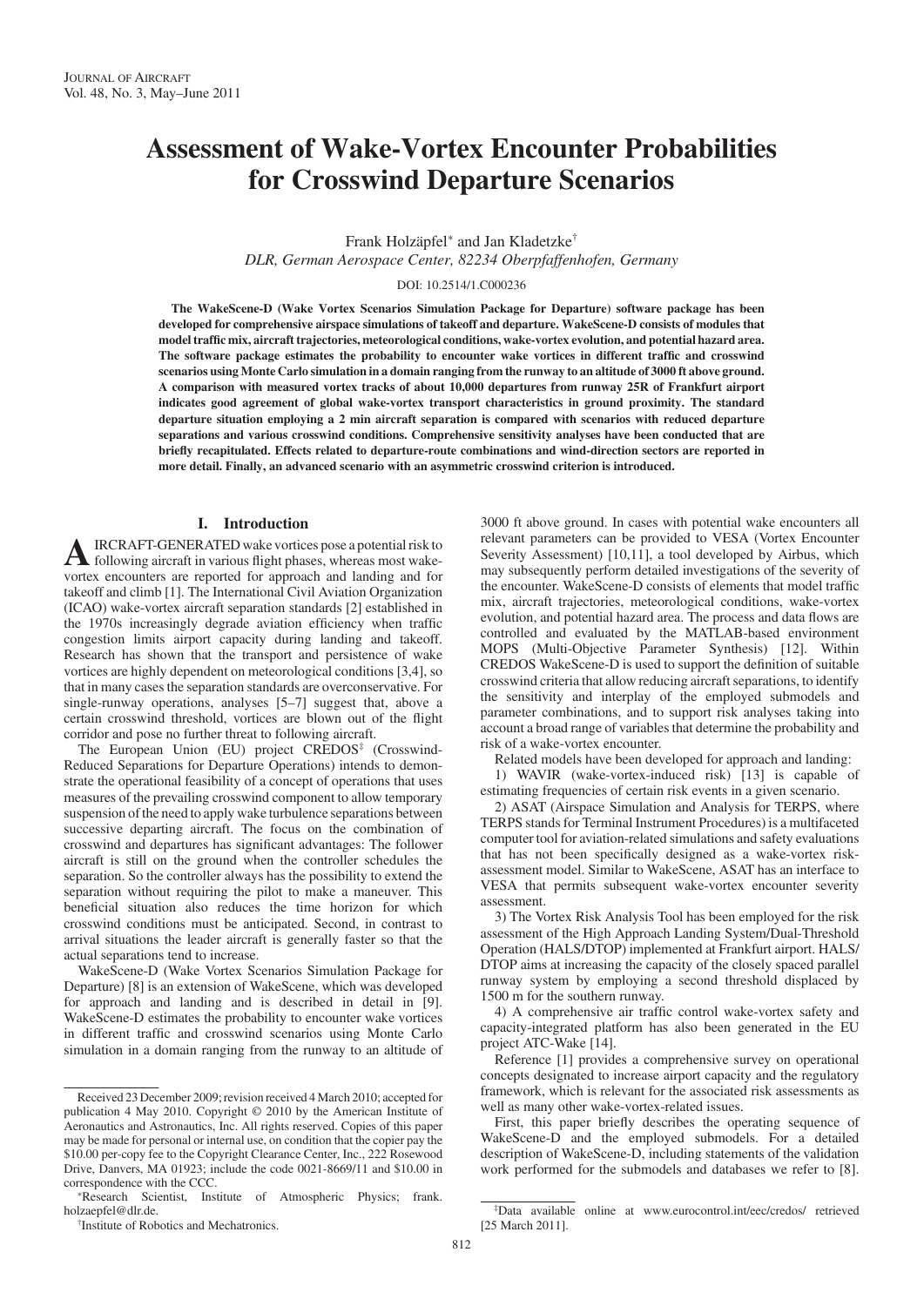# Assessment of Wake-Vortex Encounter Probabilities for Crosswind Departure Scenarios

Frank Holzäpfel* and Jan Kladetzke†

*DLR, German Aerospace Center, 82234 Oberpfaffenhofen, Germany*

DOI: 10.2514/1.C000236

**The WakeScene-D (Wake Vortex Scenarios Simulation Package for Departure) software package has been developed for comprehensive airspace simulations of takeoff and departure. WakeScene-D consists of modules that model traffic mix, aircraft trajectories, meteorological conditions, wake-vortex evolution, and potential hazard area. The software package estimates the probability to encounter wake vortices in different traffic and crosswind scenarios using Monte Carlo simulation in a domain ranging from the runway to an altitude of 3000 ft above ground. A comparison with measured vortex tracks of about 10,000 departures from runway 25R of Frankfurt airport indicates good agreement of global wake-vortex transport characteristics in ground proximity. The standard departure situation employing a 2 min aircraft separation is compared with scenarios with reduced departure separations and various crosswind conditions. Comprehensive sensitivity analyses have been conducted that are briefly recapitulated. Effects related to departure-route combinations and wind-direction sectors are reported in more detail. Finally, an advanced scenario with an asymmetric crosswind criterion is introduced.**

## I. Introduction

Aircraft-generated wake vortices pose a potential risk to following aircraft in various flight phases, whereas most wake-vortex encounters are reported for approach and landing and for takeoff and climb [1]. The International Civil Aviation Organization (ICAO) wake-vortex aircraft separation standards [2] established in the 1970s increasingly degrade aviation efficiency when traffic congestion limits airport capacity during landing and takeoff. Research has shown that the transport and persistence of wake vortices are highly dependent on meteorological conditions [3,4], so that in many cases the separation standards are overconservative. For single-runway operations, analyses [5–7] suggest that, above a certain crosswind threshold, vortices are blown out of the flight corridor and pose no further threat to following aircraft.

The European Union (EU) project CREDOS‡ (Crosswind-Reduced Separations for Departure Operations) intends to demonstrate the operational feasibility of a concept of operations that uses measures of the prevailing crosswind component to allow temporary suspension of the need to apply wake turbulence separations between successive departing aircraft. The focus on the combination of crosswind and departures has significant advantages: The follower aircraft is still on the ground when the controller schedules the separation. So the controller always has the possibility to extend the separation without requiring the pilot to make a maneuver. This beneficial situation also reduces the time horizon for which crosswind conditions must be anticipated. Second, in contrast to arrival situations the leader aircraft is generally faster so that the actual separations tend to increase.

WakeScene-D (Wake Vortex Scenarios Simulation Package for Departure) [8] is an extension of WakeScene, which was developed for approach and landing and is described in detail in [9]. WakeScene-D estimates the probability to encounter wake vortices in different traffic and crosswind scenarios using Monte Carlo simulation in a domain ranging from the runway to an altitude of 3000 ft above ground. In cases with potential wake encounters all relevant parameters can be provided to VESA (Vortex Encounter Severity Assessment) [10,11], a tool developed by Airbus, which may subsequently perform detailed investigations of the severity of the encounter. WakeScene-D consists of elements that model traffic mix, aircraft trajectories, meteorological conditions, wake-vortex evolution, and potential hazard area. The process and data flows are controlled and evaluated by the MATLAB-based environment MOPS (Multi-Objective Parameter Synthesis) [12]. Within CREDOS WakeScene-D is used to support the definition of suitable crosswind criteria that allow reducing aircraft separations, to identify the sensitivity and interplay of the employed submodels and parameter combinations, and to support risk analyses taking into account a broad range of variables that determine the probability and risk of a wake-vortex encounter.

Related models have been developed for approach and landing:

1) WAVIR (wake-vortex-induced risk) [13] is capable of estimating frequencies of certain risk events in a given scenario.

2) ASAT (Airspace Simulation and Analysis for TERPS, where TERPS stands for Terminal Instrument Procedures) is a multifaceted computer tool for aviation-related simulations and safety evaluations that has not been specifically designed as a wake-vortex risk-assessment model. Similar to WakeScene, ASAT has an interface to VESA that permits subsequent wake-vortex encounter severity assessment.

3) The Vortex Risk Analysis Tool has been employed for the risk assessment of the High Approach Landing System/Dual-Threshold Operation (HALS/DTOP) implemented at Frankfurt airport. HALS/DTOP aims at increasing the capacity of the closely spaced parallel runway system by employing a second threshold displaced by 1500 m for the southern runway.

4) A comprehensive air traffic control wake-vortex safety and capacity-integrated platform has also been generated in the EU project ATC-Wake [14].

Reference [1] provides a comprehensive survey on operational concepts designated to increase airport capacity and the regulatory framework, which is relevant for the associated risk assessments as well as many other wake-vortex-related issues.

First, this paper briefly describes the operating sequence of WakeScene-D and the employed submodels. For a detailed description of WakeScene-D, including statements of the validation work performed for the submodels and databases we refer to [8].

---

Received 23 December 2009; revision received 4 March 2010; accepted for publication 4 May 2010. Copyright © 2010 by the American Institute of Aeronautics and Astronautics, Inc. All rights reserved. Copies of this paper may be made for personal or internal use, on condition that the copier pay the $10.00 per-copy fee to the Copyright Clearance Center, Inc., 222 Rosewood Drive, Danvers, MA 01923; include the code 0021-8669/11 and $10.00 in correspondence with the CCC.

*Research Scientist, Institute of Atmospheric Physics; frank.holzaepfel@dlr.de.

†Institute of Robotics and Mechatronics.

‡Data available online at www.eurocontrol.int/eec/credos/ retrieved [25 March 2011].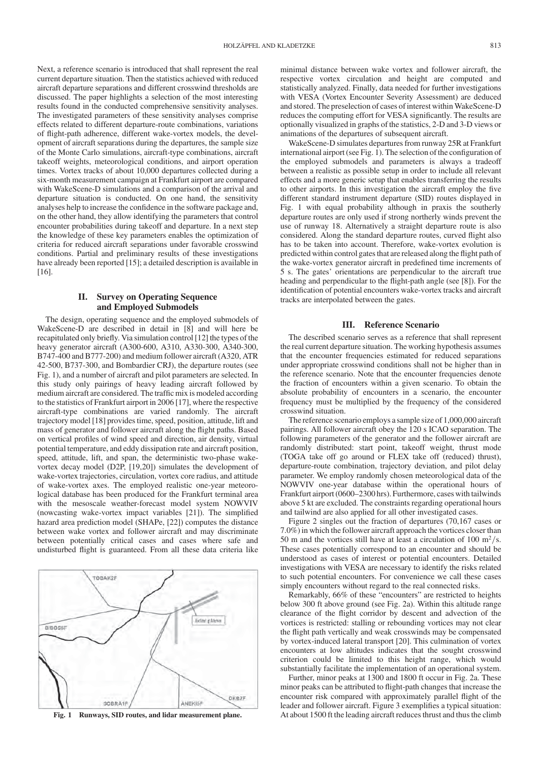Next, a reference scenario is introduced that shall represent the real current departure situation. Then the statistics achieved with reduced aircraft departure separations and different crosswind thresholds are discussed. The paper highlights a selection of the most interesting results found in the conducted comprehensive sensitivity analyses. The investigated parameters of these sensitivity analyses comprise effects related to different departure-route combinations, variations of flight-path adherence, different wake-vortex models, the development of aircraft separations during the departures, the sample size of the Monte Carlo simulations, aircraft-type combinations, aircraft takeoff weights, meteorological conditions, and airport operation times. Vortex tracks of about 10,000 departures collected during a six-month measurement campaign at Frankfurt airport are compared with WakeScene-D simulations and a comparison of the arrival and departure situation is conducted. On one hand, the sensitivity analyses help to increase the confidence in the software package and, on the other hand, they allow identifying the parameters that control encounter probabilities during takeoff and departure. In a next step the knowledge of these key parameters enables the optimization of criteria for reduced aircraft separations under favorable crosswind conditions. Partial and preliminary results of these investigations have already been reported [15]; a detailed description is available in [16].

## II. Survey on Operating Sequence and Employed Submodels

The design, operating sequence and the employed submodels of WakeScene-D are described in detail in [8] and will here be recapitulated only briefly. Via simulation control [12] the types of the heavy generator aircraft (A300-600, A310, A330-300, A340-300, B747-400 and B777-200) and medium follower aircraft (A320, ATR 42-500, B737-300, and Bombardier CRJ), the departure routes (see Fig. 1), and a number of aircraft and pilot parameters are selected. In this study only pairings of heavy leading aircraft followed by medium aircraft are considered. The traffic mix is modeled according to the statistics of Frankfurt airport in 2006 [17], where the respective aircraft-type combinations are varied randomly. The aircraft trajectory model [18] provides time, speed, position, attitude, lift and mass of generator and follower aircraft along the flight paths. Based on vertical profiles of wind speed and direction, air density, virtual potential temperature, and eddy dissipation rate and aircraft position, speed, attitude, lift, and span, the deterministic two-phase wake-vortex decay model (D2P, [19,20]) simulates the development of wake-vortex trajectories, circulation, vortex core radius, and attitude of wake-vortex axes. The employed realistic one-year meteorological database has been produced for the Frankfurt terminal area with the mesoscale weather-forecast model system NOWVIV (nowcasting wake-vortex impact variables [21]). The simplified hazard area prediction model (SHAPe, [22]) computes the distance between wake vortex and follower aircraft and may discriminate between potentially critical cases and cases where safe and undisturbed flight is guaranteed. From all these data criteria like minimal distance between wake vortex and follower aircraft, the respective vortex circulation and height are computed and statistically analyzed. Finally, data needed for further investigations with VESA (Vortex Encounter Severity Assessment) are deduced and stored. The preselection of cases of interest within WakeScene-D reduces the computing effort for VESA significantly. The results are optionally visualized in graphs of the statistics, 2-D and 3-D views or animations of the departures of subsequent aircraft.

Fig. 1 Runways, SID routes, and lidar measurement plane.

WakeScene-D simulates departures from runway 25R at Frankfurt international airport (see Fig. 1). The selection of the configuration of the employed submodels and parameters is always a tradeoff between a realistic as possible setup in order to include all relevant effects and a more generic setup that enables transferring the results to other airports. In this investigation the aircraft employ the five different standard instrument departure (SID) routes displayed in Fig. 1 with equal probability although in praxis the southerly departure routes are only used if strong northerly winds prevent the use of runway 18. Alternatively a straight departure route is also considered. Along the standard departure routes, curved flight also has to be taken into account. Therefore, wake-vortex evolution is predicted within control gates that are released along the flight path of the wake-vortex generator aircraft in predefined time increments of 5 s. The gates' orientations are perpendicular to the aircraft true heading and perpendicular to the flight-path angle (see [8]). For the identification of potential encounters wake-vortex tracks and aircraft tracks are interpolated between the gates.

## III. Reference Scenario

The described scenario serves as a reference that shall represent the real current departure situation. The working hypothesis assumes that the encounter frequencies estimated for reduced separations under appropriate crosswind conditions shall not be higher than in the reference scenario. Note that the encounter frequencies denote the fraction of encounters within a given scenario. To obtain the absolute probability of encounters in a scenario, the encounter frequency must be multiplied by the frequency of the considered crosswind situation.

The reference scenario employs a sample size of 1,000,000 aircraft pairings. All follower aircraft obey the 120 s ICAO separation. The following parameters of the generator and the follower aircraft are randomly distributed: start point, takeoff weight, thrust mode (TOGA take off go around or FLEX take off thrust (reduced) thrust), departure-route combination, trajectory deviation, and pilot delay parameter. We employ randomly chosen meteorological data of the NOWVIV one-year database within the operational hours of Frankfurt airport (0600–2300 hrs). Furthermore, cases with tailwinds above 5 kt are excluded. The constraints regarding operational hours and tailwind are also applied for all other investigated cases.

Figure 2 singles out the fraction of departures (70,167 cases or 7.0%) in which the follower aircraft approach the vortices closer than 50 m and the vortices still have at least a circulation of 100 $m^2/s$. These cases potentially correspond to an encounter and should be understood as cases of interest or potential encounters. Detailed investigations with VESA are necessary to identify the risks related to such potential encounters. For convenience we call these cases simply encounters without regard to the real connected risks.

Remarkably, 66% of these "encounters" are restricted to heights below 300 ft above ground (see Fig. 2a). Within this altitude range clearance of the flight corridor by descent and advection of the vortices is restricted: stalling or rebounding vortices may not clear the flight path vertically and weak crosswinds may be compensated by vortex-induced lateral transport [20]. This culmination of vortex encounters at low altitudes indicates that the sought crosswind criterion could be limited to this height range, which would substantially facilitate the implementation of an operational system.

Further, minor peaks at 1300 and 1800 ft occur in Fig. 2a. These minor peaks can be attributed to flight-path changes that increase the encounter risk compared with approximately parallel flight of the leader and follower aircraft. Figure 3 exemplifies a typical situation: At about 1500 ft the leading aircraft reduces thrust and thus the climb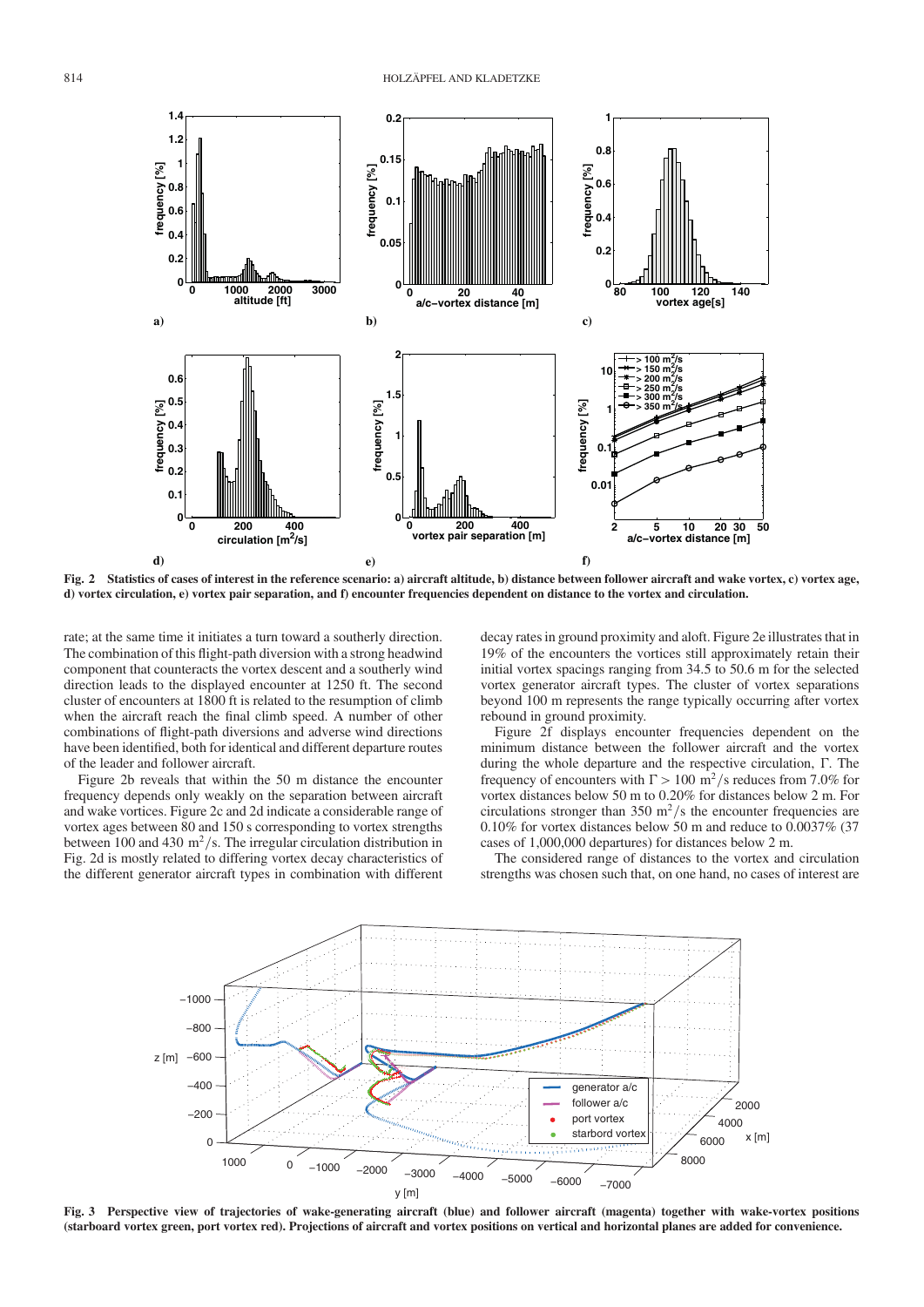Fig. 2 Statistics of cases of interest in the reference scenario: a) aircraft altitude, b) distance between follower aircraft and wake vortex, c) vortex age, d) vortex circulation, e) vortex pair separation, and f) encounter frequencies dependent on distance to the vortex and circulation.

rate; at the same time it initiates a turn toward a southerly direction. The combination of this flight-path diversion with a strong headwind component that counteracts the vortex descent and a southerly wind direction leads to the displayed encounter at 1250 ft. The second cluster of encounters at 1800 ft is related to the resumption of climb when the aircraft reach the final climb speed. A number of other combinations of flight-path diversions and adverse wind directions have been identified, both for identical and different departure routes of the leader and follower aircraft.

Figure 2b reveals that within the 50 m distance the encounter frequency depends only weakly on the separation between aircraft and wake vortices. Figure 2c and 2d indicate a considerable range of vortex ages between 80 and 150 s corresponding to vortex strengths between 100 and 430 $m^2/s$. The irregular circulation distribution in Fig. 2d is mostly related to differing vortex decay characteristics of the different generator aircraft types in combination with different decay rates in ground proximity and aloft. Figure 2e illustrates that in 19% of the encounters the vortices still approximately retain their initial vortex spacings ranging from 34.5 to 50.6 m for the selected vortex generator aircraft types. The cluster of vortex separations beyond 100 m represents the range typically occurring after vortex rebound in ground proximity.

Figure 2f displays encounter frequencies dependent on the minimum distance between the follower aircraft and the vortex during the whole departure and the respective circulation, $\Gamma$. The frequency of encounters with $\Gamma > 100\ m^2/s$ reduces from 7.0% for vortex distances below 50 m to 0.20% for distances below 2 m. For circulations stronger than 350 $m^2/s$ the encounter frequencies are 0.10% for vortex distances below 50 m and reduce to 0.0037% (37 cases of 1,000,000 departures) for distances below 2 m.

The considered range of distances to the vortex and circulation strengths was chosen such that, on one hand, no cases of interest are

Fig. 3 Perspective view of trajectories of wake-generating aircraft (blue) and follower aircraft (magenta) together with wake-vortex positions (starboard vortex green, port vortex red). Projections of aircraft and vortex positions on vertical and horizontal planes are added for convenience.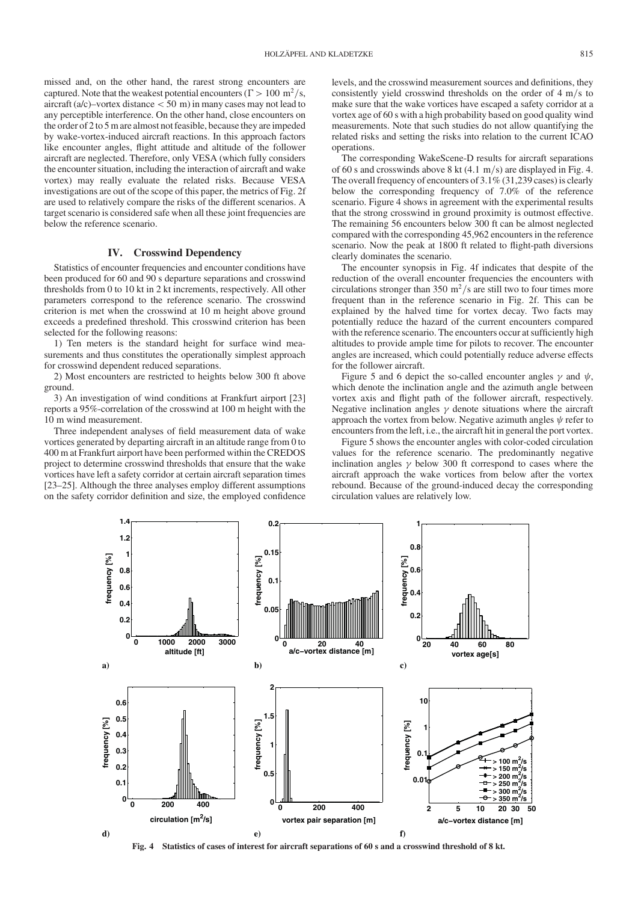missed and, on the other hand, the rarest strong encounters are captured. Note that the weakest potential encounters ($\Gamma > 100\ \mathrm{m^2/s}$, aircraft (a/c)–vortex distance $< 50$ m) in many cases may not lead to any perceptible interference. On the other hand, close encounters on the order of 2 to 5 m are almost not feasible, because they are impeded by wake-vortex-induced aircraft reactions. In this approach factors like encounter angles, flight attitude and altitude of the follower aircraft are neglected. Therefore, only VESA (which fully considers the encounter situation, including the interaction of aircraft and wake vortex) may really evaluate the related risks. Because VESA investigations are out of the scope of this paper, the metrics of Fig. 2f are used to relatively compare the risks of the different scenarios. A target scenario is considered safe when all these joint frequencies are below the reference scenario.

## IV. Crosswind Dependency

Statistics of encounter frequencies and encounter conditions have been produced for 60 and 90 s departure separations and crosswind thresholds from 0 to 10 kt in 2 kt increments, respectively. All other parameters correspond to the reference scenario. The crosswind criterion is met when the crosswind at 10 m height above ground exceeds a predefined threshold. This crosswind criterion has been selected for the following reasons:

1) Ten meters is the standard height for surface wind measurements and thus constitutes the operationally simplest approach for crosswind dependent reduced separations.

2) Most encounters are restricted to heights below 300 ft above ground.

3) An investigation of wind conditions at Frankfurt airport [23] reports a 95%-correlation of the crosswind at 100 m height with the 10 m wind measurement.

Three independent analyses of field measurement data of wake vortices generated by departing aircraft in an altitude range from 0 to 400 m at Frankfurt airport have been performed within the CREDOS project to determine crosswind thresholds that ensure that the wake vortices have left a safety corridor at certain aircraft separation times [23–25]. Although the three analyses employ different assumptions on the safety corridor definition and size, the employed confidence levels, and the crosswind measurement sources and definitions, they consistently yield crosswind thresholds on the order of 4 m/s to make sure that the wake vortices have escaped a safety corridor at a vortex age of 60 s with a high probability based on good quality wind measurements. Note that such studies do not allow quantifying the related risks and setting the risks into relation to the current ICAO operations.

The corresponding WakeScene-D results for aircraft separations of 60 s and crosswinds above 8 kt (4.1 m/s) are displayed in Fig. 4. The overall frequency of encounters of 3.1% (31,239 cases) is clearly below the corresponding frequency of 7.0% of the reference scenario. Figure 4 shows in agreement with the experimental results that the strong crosswind in ground proximity is outmost effective. The remaining 56 encounters below 300 ft can be almost neglected compared with the corresponding 45,962 encounters in the reference scenario. Now the peak at 1800 ft related to flight-path diversions clearly dominates the scenario.

The encounter synopsis in Fig. 4f indicates that despite of the reduction of the overall encounter frequencies the encounters with circulations stronger than $350\ \mathrm{m^2/s}$ are still two to four times more frequent than in the reference scenario in Fig. 2f. This can be explained by the halved time for vortex decay. Two facts may potentially reduce the hazard of the current encounters compared with the reference scenario. The encounters occur at sufficiently high altitudes to provide ample time for pilots to recover. The encounter angles are increased, which could potentially reduce adverse effects for the follower aircraft.

Figures 5 and 6 depict the so-called encounter angles $\gamma$ and $\psi$, which denote the inclination angle and the azimuth angle between vortex axis and flight path of the follower aircraft, respectively. Negative inclination angles $\gamma$ denote situations where the aircraft approach the vortex from below. Negative azimuth angles $\psi$ refer to encounters from the left, i.e., the aircraft hit in general the port vortex.

Figure 5 shows the encounter angles with color-coded circulation values for the reference scenario. The predominantly negative inclination angles $\gamma$ below 300 ft correspond to cases where the aircraft approach the wake vortices from below after the vortex rebound. Because of the ground-induced decay the corresponding circulation values are relatively low.

**Fig. 4 Statistics of cases of interest for aircraft separations of 60 s and a crosswind threshold of 8 kt.**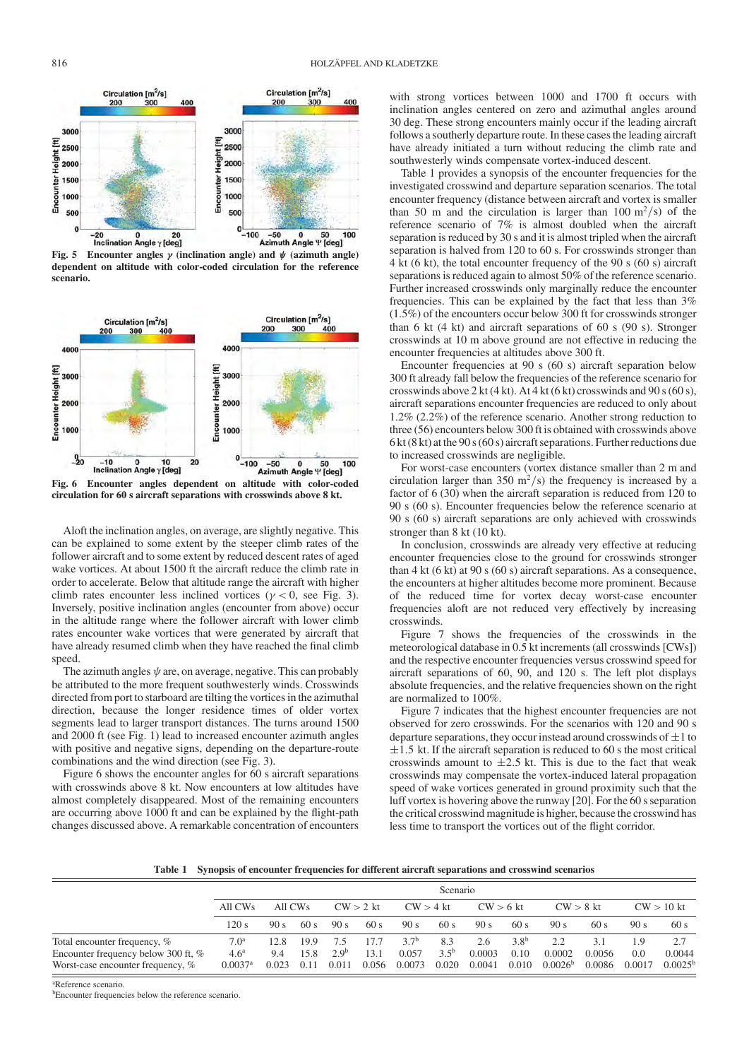Fig. 5 **Encounter angles $\gamma$ (inclination angle) and $\psi$ (azimuth angle) dependent on altitude with color-coded circulation for the reference scenario.**

Fig. 6 **Encounter angles dependent on altitude with color-coded circulation for 60 s aircraft separations with crosswinds above 8 kt.**

Aloft the inclination angles, on average, are slightly negative. This can be explained to some extent by the steeper climb rates of the follower aircraft and to some extent by reduced descent rates of aged wake vortices. At about 1500 ft the aircraft reduce the climb rate in order to accelerate. Below that altitude range the aircraft with higher climb rates encounter less inclined vortices ($\gamma < 0$, see Fig. 3). Inversely, positive inclination angles (encounter from above) occur in the altitude range where the follower aircraft with lower climb rates encounter wake vortices that were generated by aircraft that have already resumed climb when they have reached the final climb speed.

The azimuth angles $\psi$ are, on average, negative. This can probably be attributed to the more frequent southwesterly winds. Crosswinds directed from port to starboard are tilting the vortices in the azimuthal direction, because the longer residence times of older vortex segments lead to larger transport distances. The turns around 1500 and 2000 ft (see Fig. 1) lead to increased encounter azimuth angles with positive and negative signs, depending on the departure-route combinations and the wind direction (see Fig. 3).

Figure 6 shows the encounter angles for 60 s aircraft separations with crosswinds above 8 kt. Now encounters at low altitudes have almost completely disappeared. Most of the remaining encounters are occurring above 1000 ft and can be explained by the flight-path changes discussed above. A remarkable concentration of encounters with strong vortices between 1000 and 1700 ft occurs with inclination angles centered on zero and azimuthal angles around 30 deg. These strong encounters mainly occur if the leading aircraft follows a southerly departure route. In these cases the leading aircraft have already initiated a turn without reducing the climb rate and southwesterly winds compensate vortex-induced descent.

Table 1 provides a synopsis of the encounter frequencies for the investigated crosswind and departure separation scenarios. The total encounter frequency (distance between aircraft and vortex is smaller than 50 m and the circulation is larger than 100 $\mathrm{m^2/s}$) of the reference scenario of 7% is almost doubled when the aircraft separation is reduced by 30 s and it is almost tripled when the aircraft separation is halved from 120 to 60 s. For crosswinds stronger than 4 kt (6 kt), the total encounter frequency of the 90 s (60 s) aircraft separations is reduced again to almost 50% of the reference scenario. Further increased crosswinds only marginally reduce the encounter frequencies. This can be explained by the fact that less than 3% (1.5%) of the encounters occur below 300 ft for crosswinds stronger than 6 kt (4 kt) and aircraft separations of 60 s (90 s). Stronger crosswinds at 10 m above ground are not effective in reducing the encounter frequencies at altitudes above 300 ft.

Encounter frequencies at 90 s (60 s) aircraft separation below 300 ft already fall below the frequencies of the reference scenario for crosswinds above 2 kt (4 kt). At 4 kt (6 kt) crosswinds and 90 s (60 s), aircraft separations encounter frequencies are reduced to only about 1.2% (2.2%) of the reference scenario. Another strong reduction to three (56) encounters below 300 ft is obtained with crosswinds above 6 kt (8 kt) at the 90 s (60 s) aircraft separations. Further reductions due to increased crosswinds are negligible.

For worst-case encounters (vortex distance smaller than 2 m and circulation larger than 350 $\mathrm{m^2/s}$) the frequency is increased by a factor of 6 (30) when the aircraft separation is reduced from 120 to 90 s (60 s). Encounter frequencies below the reference scenario at 90 s (60 s) aircraft separations are only achieved with crosswinds stronger than 8 kt (10 kt).

In conclusion, crosswinds are already very effective at reducing encounter frequencies close to the ground for crosswinds stronger than 4 kt (6 kt) at 90 s (60 s) aircraft separations. As a consequence, the encounters at higher altitudes become more prominent. Because of the reduced time for vortex decay worst-case encounter frequencies aloft are not reduced very effectively by increasing crosswinds.

Figure 7 shows the frequencies of the crosswinds in the meteorological database in 0.5 kt increments (all crosswinds [CWs]) and the respective encounter frequencies versus crosswind speed for aircraft separations of 60, 90, and 120 s. The left plot displays absolute frequencies, and the relative frequencies shown on the right are normalized to 100%.

Figure 7 indicates that the highest encounter frequencies are not observed for zero crosswinds. For the scenarios with 120 and 90 s departure separations, they occur instead around crosswinds of $\pm 1$ to $\pm 1.5$ kt. If the aircraft separation is reduced to 60 s the most critical crosswinds amount to $\pm 2.5$ kt. This is due to the fact that weak crosswinds may compensate the vortex-induced lateral propagation speed of wake vortices generated in ground proximity such that the luff vortex is hovering above the runway [20]. For the 60 s separation the critical crosswind magnitude is higher, because the crosswind has less time to transport the vortices out of the flight corridor.

**Table 1 Synopsis of encounter frequencies for different aircraft separations and crosswind scenarios**

| | Scenario | | | | | | | | | | | | |
|---|---|---|---|---|---|---|---|---|---|---|---|---|---|
| | All CWs | All CWs | | CW > 2 kt | | CW > 4 kt | | CW > 6 kt | | CW > 8 kt | | CW > 10 kt | |
| | 120 s | 90 s | 60 s | 90 s | 60 s | 90 s | 60 s | 90 s | 60 s | 90 s | 60 s | 90 s | 60 s |
| Total encounter frequency, % | 7.0[a] | 12.8 | 19.9 | 7.5 | 17.7 | 3.7[b] | 8.3 | 2.6 | 3.8[b] | 2.2 | 3.1 | 1.9 | 2.7 |
| Encounter frequency below 300 ft, % | 4.6[a] | 9.4 | 15.8 | 2.9[b] | 13.1 | 0.057 | 3.5[b] | 0.0003 | 0.10 | 0.0002 | 0.0056 | 0.0 | 0.0044 |
| Worst-case encounter frequency, % | 0.0037[a] | 0.023 | 0.11 | 0.011 | 0.056 | 0.0073 | 0.020 | 0.0041 | 0.010 | 0.0026[b] | 0.0086 | 0.0017 | 0.0025[b] |

[a]Reference scenario.
[b]Encounter frequencies below the reference scenario.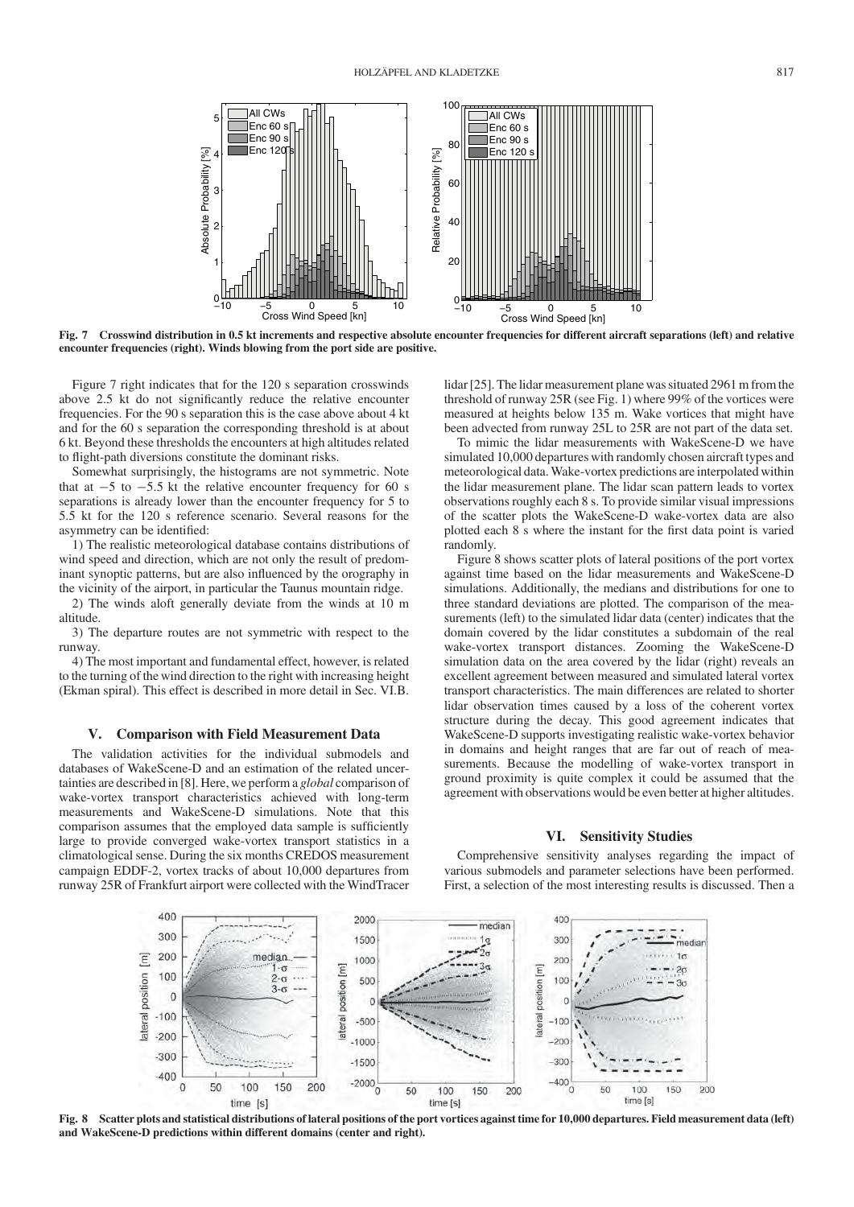Fig. 7 Crosswind distribution in 0.5 kt increments and respective absolute encounter frequencies for different aircraft separations (left) and relative encounter frequencies (right). Winds blowing from the port side are positive.

Figure 7 right indicates that for the 120 s separation crosswinds above 2.5 kt do not significantly reduce the relative encounter frequencies. For the 90 s separation this is the case above about 4 kt and for the 60 s separation the corresponding threshold is at about 6 kt. Beyond these thresholds the encounters at high altitudes related to flight-path diversions constitute the dominant risks.

Somewhat surprisingly, the histograms are not symmetric. Note that at −5 to −5.5 kt the relative encounter frequency for 60 s separations is already lower than the encounter frequency for 5 to 5.5 kt for the 120 s reference scenario. Several reasons for the asymmetry can be identified:

1) The realistic meteorological database contains distributions of wind speed and direction, which are not only the result of predominant synoptic patterns, but are also influenced by the orography in the vicinity of the airport, in particular the Taunus mountain ridge.

2) The winds aloft generally deviate from the winds at 10 m altitude.

3) The departure routes are not symmetric with respect to the runway.

4) The most important and fundamental effect, however, is related to the turning of the wind direction to the right with increasing height (Ekman spiral). This effect is described in more detail in Sec. VI.B.

## V. Comparison with Field Measurement Data

The validation activities for the individual submodels and databases of WakeScene-D and an estimation of the related uncertainties are described in [8]. Here, we perform a *global* comparison of wake-vortex transport characteristics achieved with long-term measurements and WakeScene-D simulations. Note that this comparison assumes that the employed data sample is sufficiently large to provide converged wake-vortex transport statistics in a climatological sense. During the six months CREDOS measurement campaign EDDF-2, vortex tracks of about 10,000 departures from runway 25R of Frankfurt airport were collected with the WindTracer lidar [25]. The lidar measurement plane was situated 2961 m from the threshold of runway 25R (see Fig. 1) where 99% of the vortices were measured at heights below 135 m. Wake vortices that might have been advected from runway 25L to 25R are not part of the data set.

To mimic the lidar measurements with WakeScene-D we have simulated 10,000 departures with randomly chosen aircraft types and meteorological data. Wake-vortex predictions are interpolated within the lidar measurement plane. The lidar scan pattern leads to vortex observations roughly each 8 s. To provide similar visual impressions of the scatter plots the WakeScene-D wake-vortex data are also plotted each 8 s where the instant for the first data point is varied randomly.

Figure 8 shows scatter plots of lateral positions of the port vortex against time based on the lidar measurements and WakeScene-D simulations. Additionally, the medians and distributions for one to three standard deviations are plotted. The comparison of the measurements (left) to the simulated lidar data (center) indicates that the domain covered by the lidar constitutes a subdomain of the real wake-vortex transport distances. Zooming the WakeScene-D simulation data on the area covered by the lidar (right) reveals an excellent agreement between measured and simulated lateral vortex transport characteristics. The main differences are related to shorter lidar observation times caused by a loss of the coherent vortex structure during the decay. This good agreement indicates that WakeScene-D supports investigating realistic wake-vortex behavior in domains and height ranges that are far out of reach of measurements. Because the modelling of wake-vortex transport in ground proximity is quite complex it could be assumed that the agreement with observations would be even better at higher altitudes.

## VI. Sensitivity Studies

Comprehensive sensitivity analyses regarding the impact of various submodels and parameter selections have been performed. First, a selection of the most interesting results is discussed. Then a

Fig. 8 Scatter plots and statistical distributions of lateral positions of the port vortices against time for 10,000 departures. Field measurement data (left) and WakeScene-D predictions within different domains (center and right).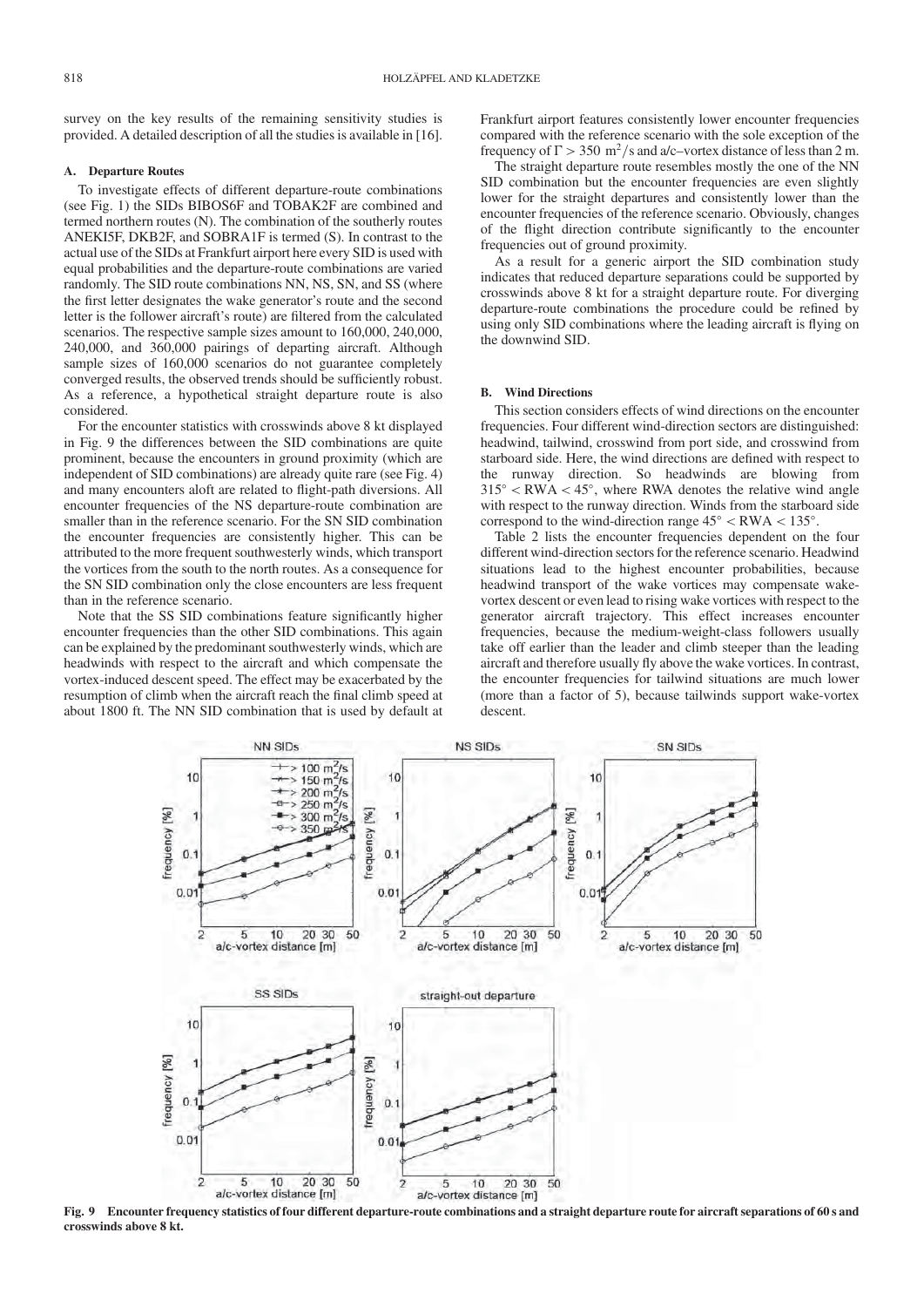survey on the key results of the remaining sensitivity studies is provided. A detailed description of all the studies is available in [16].

### A. Departure Routes

To investigate effects of different departure-route combinations (see Fig. 1) the SIDs BIBOS6F and TOBAK2F are combined and termed northern routes (N). The combination of the southerly routes ANEKI5F, DKB2F, and SOBRA1F is termed (S). In contrast to the actual use of the SIDs at Frankfurt airport here every SID is used with equal probabilities and the departure-route combinations are varied randomly. The SID route combinations NN, NS, SN, and SS (where the first letter designates the wake generator's route and the second letter is the follower aircraft's route) are filtered from the calculated scenarios. The respective sample sizes amount to 160,000, 240,000, 240,000, and 360,000 pairings of departing aircraft. Although sample sizes of 160,000 scenarios do not guarantee completely converged results, the observed trends should be sufficiently robust. As a reference, a hypothetical straight departure route is also considered.

For the encounter statistics with crosswinds above 8 kt displayed in Fig. 9 the differences between the SID combinations are quite prominent, because the encounters in ground proximity (which are independent of SID combinations) are already quite rare (see Fig. 4) and many encounters aloft are related to flight-path diversions. All encounter frequencies of the NS departure-route combination are smaller than in the reference scenario. For the SN SID combination the encounter frequencies are consistently higher. This can be attributed to the more frequent southwesterly winds, which transport the vortices from the south to the north routes. As a consequence for the SN SID combination only the close encounters are less frequent than in the reference scenario.

Note that the SS SID combinations feature significantly higher encounter frequencies than the other SID combinations. This again can be explained by the predominant southwesterly winds, which are headwinds with respect to the aircraft and which compensate the vortex-induced descent speed. The effect may be exacerbated by the resumption of climb when the aircraft reach the final climb speed at about 1800 ft. The NN SID combination that is used by default at Frankfurt airport features consistently lower encounter frequencies compared with the reference scenario with the sole exception of the frequency of $\Gamma > 350\ \mathrm{m^2/s}$ and a/c–vortex distance of less than 2 m.

The straight departure route resembles mostly the one of the NN SID combination but the encounter frequencies are even slightly lower for the straight departures and consistently lower than the encounter frequencies of the reference scenario. Obviously, changes of the flight direction contribute significantly to the encounter frequencies out of ground proximity.

As a result for a generic airport the SID combination study indicates that reduced departure separations could be supported by crosswinds above 8 kt for a straight departure route. For diverging departure-route combinations the procedure could be refined by using only SID combinations where the leading aircraft is flying on the downwind SID.

### B. Wind Directions

This section considers effects of wind directions on the encounter frequencies. Four different wind-direction sectors are distinguished: headwind, tailwind, crosswind from port side, and crosswind from starboard side. Here, the wind directions are defined with respect to the runway direction. So headwinds are blowing from $315^\circ < \mathrm{RWA} < 45^\circ$, where RWA denotes the relative wind angle with respect to the runway direction. Winds from the starboard side correspond to the wind-direction range $45^\circ < \mathrm{RWA} < 135^\circ$.

Table 2 lists the encounter frequencies dependent on the four different wind-direction sectors for the reference scenario. Headwind situations lead to the highest encounter probabilities, because headwind transport of the wake vortices may compensate wake-vortex descent or even lead to rising wake vortices with respect to the generator aircraft trajectory. This effect increases encounter frequencies, because the medium-weight-class followers usually take off earlier than the leader and climb steeper than the leading aircraft and therefore usually fly above the wake vortices. In contrast, the encounter frequencies for tailwind situations are much lower (more than a factor of 5), because tailwinds support wake-vortex descent.

**Fig. 9 Encounter frequency statistics of four different departure-route combinations and a straight departure route for aircraft separations of 60 s and crosswinds above 8 kt.**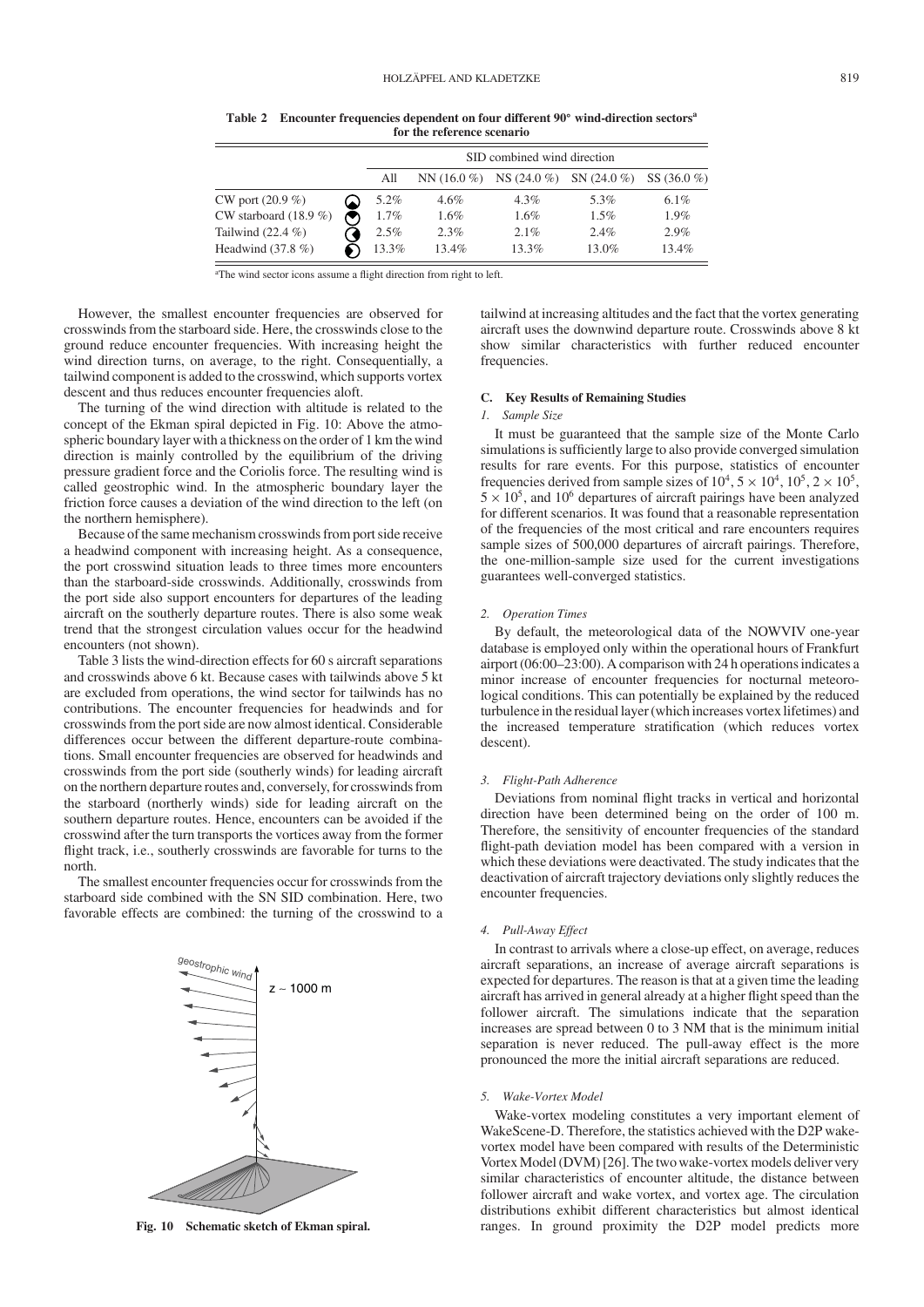**Table 2 Encounter frequencies dependent on four different 90° wind-direction sectors[a] for the reference scenario**

| | | SID combined wind direction | | | | |
|---|---|---|---|---|---|---|
| | | All | NN (16.0 %) | NS (24.0 %) | SN (24.0 %) | SS (36.0 %) |
| CW port (20.9 %) | | 5.2% | 4.6% | 4.3% | 5.3% | 6.1% |
| CW starboard (18.9 %) | | 1.7% | 1.6% | 1.6% | 1.5% | 1.9% |
| Tailwind (22.4 %) | | 2.5% | 2.3% | 2.1% | 2.4% | 2.9% |
| Headwind (37.8 %) | | 13.3% | 13.4% | 13.3% | 13.0% | 13.4% |

[a]The wind sector icons assume a flight direction from right to left.

However, the smallest encounter frequencies are observed for crosswinds from the starboard side. Here, the crosswinds close to the ground reduce encounter frequencies. With increasing height the wind direction turns, on average, to the right. Consequentially, a tailwind component is added to the crosswind, which supports vortex descent and thus reduces encounter frequencies aloft.

The turning of the wind direction with altitude is related to the concept of the Ekman spiral depicted in Fig. 10: Above the atmospheric boundary layer with a thickness on the order of 1 km the wind direction is mainly controlled by the equilibrium of the driving pressure gradient force and the Coriolis force. The resulting wind is called geostrophic wind. In the atmospheric boundary layer the friction force causes a deviation of the wind direction to the left (on the northern hemisphere).

Because of the same mechanism crosswinds from port side receive a headwind component with increasing height. As a consequence, the port crosswind situation leads to three times more encounters than the starboard-side crosswinds. Additionally, crosswinds from the port side also support encounters for departures of the leading aircraft on the southerly departure routes. There is also some weak trend that the strongest circulation values occur for the headwind encounters (not shown).

Table 3 lists the wind-direction effects for 60 s aircraft separations and crosswinds above 6 kt. Because cases with tailwinds above 5 kt are excluded from operations, the wind sector for tailwinds has no contributions. The encounter frequencies for headwinds and for crosswinds from the port side are now almost identical. Considerable differences occur between the different departure-route combinations. Small encounter frequencies are observed for headwinds and crosswinds from the port side (southerly winds) for leading aircraft on the northern departure routes and, conversely, for crosswinds from the starboard (northerly winds) side for leading aircraft on the southern departure routes. Hence, encounters can be avoided if the crosswind after the turn transports the vortices away from the former flight track, i.e., southerly crosswinds are favorable for turns to the north.

The smallest encounter frequencies occur for crosswinds from the starboard side combined with the SN SID combination. Here, two favorable effects are combined: the turning of the crosswind to a tailwind at increasing altitudes and the fact that the vortex generating aircraft uses the downwind departure route. Crosswinds above 8 kt show similar characteristics with further reduced encounter frequencies.

Fig. 10 Schematic sketch of Ekman spiral.

### C. Key Results of Remaining Studies

#### 1. Sample Size

It must be guaranteed that the sample size of the Monte Carlo simulations is sufficiently large to also provide converged simulation results for rare events. For this purpose, statistics of encounter frequencies derived from sample sizes of $10^4$, $5 \times 10^4$, $10^5$, $2 \times 10^5$, $5 \times 10^5$, and $10^6$ departures of aircraft pairings have been analyzed for different scenarios. It was found that a reasonable representation of the frequencies of the most critical and rare encounters requires sample sizes of 500,000 departures of aircraft pairings. Therefore, the one-million-sample size used for the current investigations guarantees well-converged statistics.

#### 2. Operation Times

By default, the meteorological data of the NOWVIV one-year database is employed only within the operational hours of Frankfurt airport (06:00–23:00). A comparison with 24 h operations indicates a minor increase of encounter frequencies for nocturnal meteorological conditions. This can potentially be explained by the reduced turbulence in the residual layer (which increases vortex lifetimes) and the increased temperature stratification (which reduces vortex descent).

#### 3. Flight-Path Adherence

Deviations from nominal flight tracks in vertical and horizontal direction have been determined being on the order of 100 m. Therefore, the sensitivity of encounter frequencies of the standard flight-path deviation model has been compared with a version in which these deviations were deactivated. The study indicates that the deactivation of aircraft trajectory deviations only slightly reduces the encounter frequencies.

#### 4. Pull-Away Effect

In contrast to arrivals where a close-up effect, on average, reduces aircraft separations, an increase of average aircraft separations is expected for departures. The reason is that at a given time the leading aircraft has arrived in general already at a higher flight speed than the follower aircraft. The simulations indicate that the separation increases are spread between 0 to 3 NM that is the minimum initial separation is never reduced. The pull-away effect is the more pronounced the more the initial aircraft separations are reduced.

#### 5. Wake-Vortex Model

Wake-vortex modeling constitutes a very important element of WakeScene-D. Therefore, the statistics achieved with the D2P wake-vortex model have been compared with results of the Deterministic Vortex Model (DVM) [26]. The two wake-vortex models deliver very similar characteristics of encounter altitude, the distance between follower aircraft and wake vortex, and vortex age. The circulation distributions exhibit different characteristics but almost identical ranges. In ground proximity the D2P model predicts more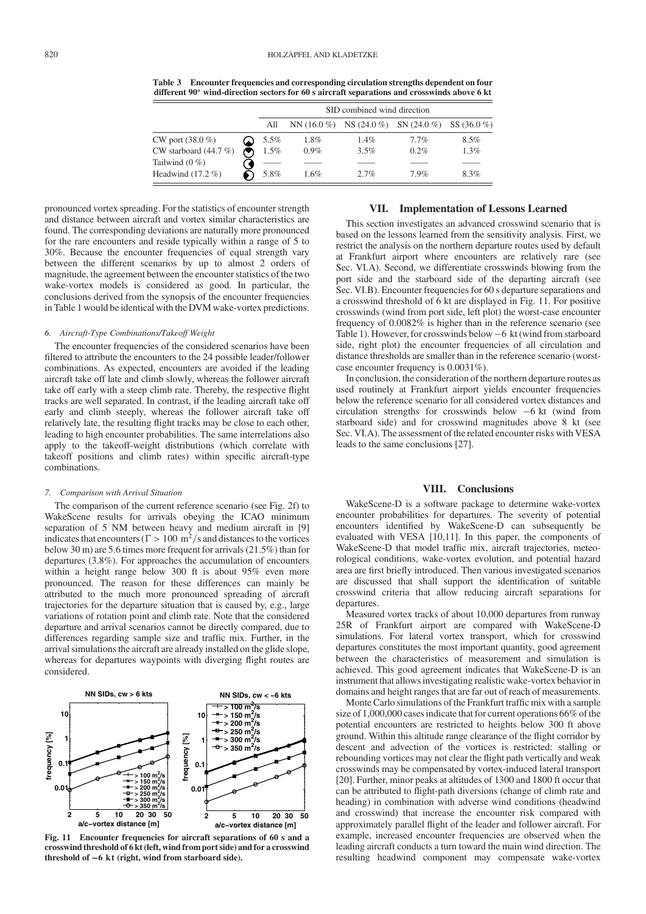**Table 3 Encounter frequencies and corresponding circulation strengths dependent on four different 90° wind-direction sectors for 60 s aircraft separations and crosswinds above 6 kt**

| | SID combined wind direction | | | | |
|---|---|---|---|---|---|
| | All | NN (16.0 %) | NS (24.0 %) | SN (24.0 %) | SS (36.0 %) |
| CW port (38.0 %) | 5.5% | 1.8% | 1.4% | 7.7% | 8.5% |
| CW starboard (44.7 %) | 1.5% | 0.9% | 3.5% | 0.2% | 1.3% |
| Tailwind (0 %) | —— | —— | —— | —— | —— |
| Headwind (17.2 %) | 5.8% | 1.6% | 2.7% | 7.9% | 8.3% |

pronounced vortex spreading. For the statistics of encounter strength and distance between aircraft and vortex similar characteristics are found. The corresponding deviations are naturally more pronounced for the rare encounters and reside typically within a range of 5 to 30%. Because the encounter frequencies of equal strength vary between the different scenarios by up to almost 2 orders of magnitude, the agreement between the encounter statistics of the two wake-vortex models is considered as good. In particular, the conclusions derived from the synopsis of the encounter frequencies in Table 1 would be identical with the DVM wake-vortex predictions.

#### 6. Aircraft-Type Combinations/Takeoff Weight

The encounter frequencies of the considered scenarios have been filtered to attribute the encounters to the 24 possible leader/follower combinations. As expected, encounters are avoided if the leading aircraft take off late and climb slowly, whereas the follower aircraft take off early with a steep climb rate. Thereby, the respective flight tracks are well separated. In contrast, if the leading aircraft take off early and climb steeply, whereas the follower aircraft take off relatively late, the resulting flight tracks may be close to each other, leading to high encounter probabilities. The same interrelations also apply to the takeoff-weight distributions (which correlate with takeoff positions and climb rates) within specific aircraft-type combinations.

#### 7. Comparison with Arrival Situation

The comparison of the current reference scenario (see Fig. 2f) to WakeScene results for arrivals obeying the ICAO minimum separation of 5 NM between heavy and medium aircraft in [9] indicates that encounters ($\Gamma > 100$ m$^2$/s and distances to the vortices below 30 m) are 5.6 times more frequent for arrivals (21.5%) than for departures (3.8%). For approaches the accumulation of encounters within a height range below 300 ft is about 95% even more pronounced. The reason for these differences can mainly be attributed to the much more pronounced spreading of aircraft trajectories for the departure situation that is caused by, e.g., large variations of rotation point and climb rate. Note that the considered departure and arrival scenarios cannot be directly compared, due to differences regarding sample size and traffic mix. Further, in the arrival simulations the aircraft are already installed on the glide slope, whereas for departures waypoints with diverging flight routes are considered.

**Fig. 11 Encounter frequencies for aircraft separations of 60 s and a crosswind threshold of 6 kt (left, wind from port side) and for a crosswind threshold of −6 kt (right, wind from starboard side).**

## VII. Implementation of Lessons Learned

This section investigates an advanced crosswind scenario that is based on the lessons learned from the sensitivity analysis. First, we restrict the analysis on the northern departure routes used by default at Frankfurt airport where encounters are relatively rare (see Sec. VI.A). Second, we differentiate crosswinds blowing from the port side and the starboard side of the departing aircraft (see Sec. VI.B). Encounter frequencies for 60 s departure separations and a crosswind threshold of 6 kt are displayed in Fig. 11. For positive crosswinds (wind from port side, left plot) the worst-case encounter frequency of 0.0082% is higher than in the reference scenario (see Table 1). However, for crosswinds below −6 kt (wind from starboard side, right plot) the encounter frequencies of all circulation and distance thresholds are smaller than in the reference scenario (worst-case encounter frequency is 0.0031%).

In conclusion, the consideration of the northern departure routes as used routinely at Frankfurt airport yields encounter frequencies below the reference scenario for all considered vortex distances and circulation strengths for crosswinds below −6 kt (wind from starboard side) and for crosswind magnitudes above 8 kt (see Sec. VI.A). The assessment of the related encounter risks with VESA leads to the same conclusions [27].

## VIII. Conclusions

WakeScene-D is a software package to determine wake-vortex encounter probabilities for departures. The severity of potential encounters identified by WakeScene-D can subsequently be evaluated with VESA [10,11]. In this paper, the components of WakeScene-D that model traffic mix, aircraft trajectories, meteorological conditions, wake-vortex evolution, and potential hazard area are first briefly introduced. Then various investigated scenarios are discussed that shall support the identification of suitable crosswind criteria that allow reducing aircraft separations for departures.

Measured vortex tracks of about 10,000 departures from runway 25R of Frankfurt airport are compared with WakeScene-D simulations. For lateral vortex transport, which for crosswind departures constitutes the most important quantity, good agreement between the characteristics of measurement and simulation is achieved. This good agreement indicates that WakeScene-D is an instrument that allows investigating realistic wake-vortex behavior in domains and height ranges that are far out of reach of measurements.

Monte Carlo simulations of the Frankfurt traffic mix with a sample size of 1,000,000 cases indicate that for current operations 66% of the potential encounters are restricted to heights below 300 ft above ground. Within this altitude range clearance of the flight corridor by descent and advection of the vortices is restricted: stalling or rebounding vortices may not clear the flight path vertically and weak crosswinds may be compensated by vortex-induced lateral transport [20]. Further, minor peaks at altitudes of 1300 and 1800 ft occur that can be attributed to flight-path diversions (change of climb rate and heading) in combination with adverse wind conditions (headwind and crosswind) that increase the encounter risk compared with approximately parallel flight of the leader and follower aircraft. For example, increased encounter frequencies are observed when the leading aircraft conducts a turn toward the main wind direction. The resulting headwind component may compensate wake-vortex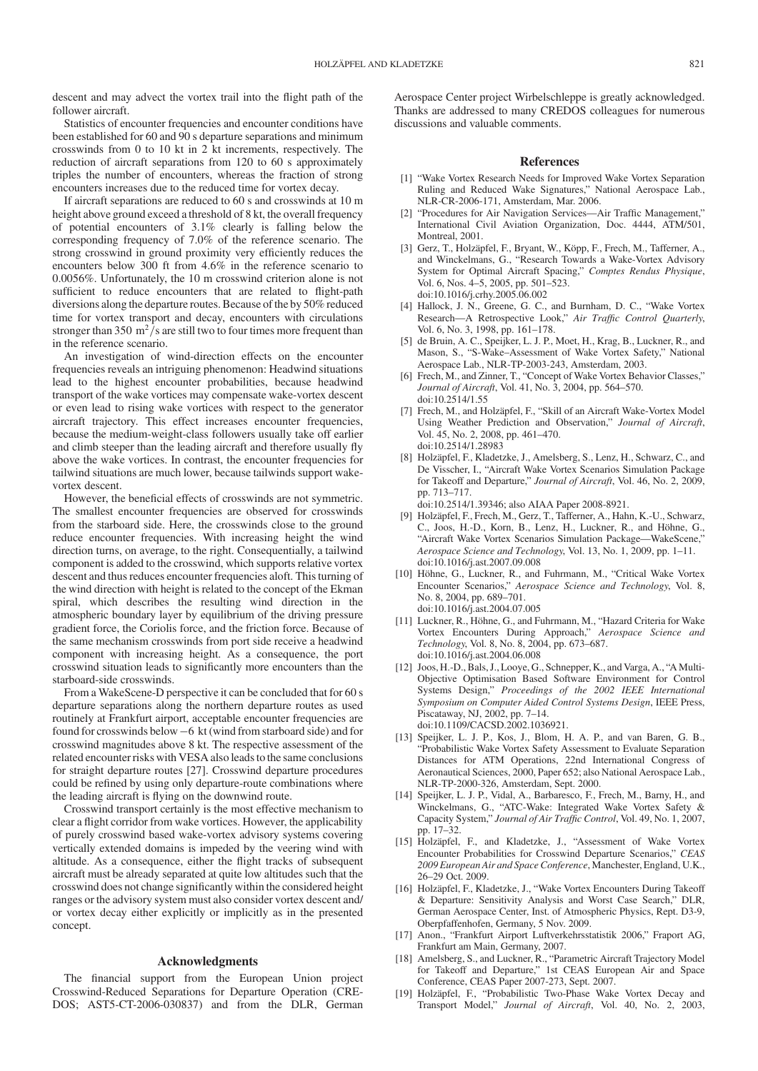descent and may advect the vortex trail into the flight path of the follower aircraft.

Statistics of encounter frequencies and encounter conditions have been established for 60 and 90 s departure separations and minimum crosswinds from 0 to 10 kt in 2 kt increments, respectively. The reduction of aircraft separations from 120 to 60 s approximately triples the number of encounters, whereas the fraction of strong encounters increases due to the reduced time for vortex decay.

If aircraft separations are reduced to 60 s and crosswinds at 10 m height above ground exceed a threshold of 8 kt, the overall frequency of potential encounters of 3.1% clearly is falling below the corresponding frequency of 7.0% of the reference scenario. The strong crosswind in ground proximity very efficiently reduces the encounters below 300 ft from 4.6% in the reference scenario to 0.0056%. Unfortunately, the 10 m crosswind criterion alone is not sufficient to reduce encounters that are related to flight-path diversions along the departure routes. Because of the by 50% reduced time for vortex transport and decay, encounters with circulations stronger than 350 $m^2/s$ are still two to four times more frequent than in the reference scenario.

An investigation of wind-direction effects on the encounter frequencies reveals an intriguing phenomenon: Headwind situations lead to the highest encounter probabilities, because headwind transport of the wake vortices may compensate wake-vortex descent or even lead to rising wake vortices with respect to the generator aircraft trajectory. This effect increases encounter frequencies, because the medium-weight-class followers usually take off earlier and climb steeper than the leading aircraft and therefore usually fly above the wake vortices. In contrast, the encounter frequencies for tailwind situations are much lower, because tailwinds support wake-vortex descent.

However, the beneficial effects of crosswinds are not symmetric. The smallest encounter frequencies are observed for crosswinds from the starboard side. Here, the crosswinds close to the ground reduce encounter frequencies. With increasing height the wind direction turns, on average, to the right. Consequentially, a tailwind component is added to the crosswind, which supports relative vortex descent and thus reduces encounter frequencies aloft. This turning of the wind direction with height is related to the concept of the Ekman spiral, which describes the resulting wind direction in the atmospheric boundary layer by equilibrium of the driving pressure gradient force, the Coriolis force, and the friction force. Because of the same mechanism crosswinds from port side receive a headwind component with increasing height. As a consequence, the port crosswind situation leads to significantly more encounters than the starboard-side crosswinds.

From a WakeScene-D perspective it can be concluded that for 60 s departure separations along the northern departure routes as used routinely at Frankfurt airport, acceptable encounter frequencies are found for crosswinds below −6 kt (wind from starboard side) and for crosswind magnitudes above 8 kt. The respective assessment of the related encounter risks with VESA also leads to the same conclusions for straight departure routes [27]. Crosswind departure procedures could be refined by using only departure-route combinations where the leading aircraft is flying on the downwind route.

Crosswind transport certainly is the most effective mechanism to clear a flight corridor from wake vortices. However, the applicability of purely crosswind based wake-vortex advisory systems covering vertically extended domains is impeded by the veering wind with altitude. As a consequence, either the flight tracks of subsequent aircraft must be already separated at quite low altitudes such that the crosswind does not change significantly within the considered height ranges or the advisory system must also consider vortex descent and/or vortex decay either explicitly or implicitly as in the presented concept.

## Acknowledgments

The financial support from the European Union project Crosswind-Reduced Separations for Departure Operation (CREDOS; AST5-CT-2006-030837) and from the DLR, German Aerospace Center project Wirbelschleppe is greatly acknowledged. Thanks are addressed to many CREDOS colleagues for numerous discussions and valuable comments.

## References

[1] "Wake Vortex Research Needs for Improved Wake Vortex Separation Ruling and Reduced Wake Signatures," National Aerospace Lab., NLR-CR-2006-171, Amsterdam, Mar. 2006.

[2] "Procedures for Air Navigation Services—Air Traffic Management," International Civil Aviation Organization, Doc. 4444, ATM/501, Montreal, 2001.

[3] Gerz, T., Holzäpfel, F., Bryant, W., Köpp, F., Frech, M., Tafferner, A., and Winckelmans, G., "Research Towards a Wake-Vortex Advisory System for Optimal Aircraft Spacing," *Comptes Rendus Physique*, Vol. 6, Nos. 4–5, 2005, pp. 501–523. doi:10.1016/j.crhy.2005.06.002

[4] Hallock, J. N., Greene, G. C., and Burnham, D. C., "Wake Vortex Research—A Retrospective Look," *Air Traffic Control Quarterly*, Vol. 6, No. 3, 1998, pp. 161–178.

[5] de Bruin, A. C., Speijker, L. J. P., Moet, H., Krag, B., Luckner, R., and Mason, S., "S-Wake–Assessment of Wake Vortex Safety," National Aerospace Lab., NLR-TP-2003-243, Amsterdam, 2003.

[6] Frech, M., and Zinner, T., "Concept of Wake Vortex Behavior Classes," *Journal of Aircraft*, Vol. 41, No. 3, 2004, pp. 564–570. doi:10.2514/1.55

[7] Frech, M., and Holzäpfel, F., "Skill of an Aircraft Wake-Vortex Model Using Weather Prediction and Observation," *Journal of Aircraft*, Vol. 45, No. 2, 2008, pp. 461–470. doi:10.2514/1.28983

[8] Holzäpfel, F., Kladetzke, J., Amelsberg, S., Lenz, H., Schwarz, C., and De Visscher, I., "Aircraft Wake Vortex Scenarios Simulation Package for Takeoff and Departure," *Journal of Aircraft*, Vol. 46, No. 2, 2009, pp. 713–717. doi:10.2514/1.39346; also AIAA Paper 2008-8921.

[9] Holzäpfel, F., Frech, M., Gerz, T., Tafferner, A., Hahn, K.-U., Schwarz, C., Joos, H.-D., Korn, B., Lenz, H., Luckner, R., and Höhne, G., "Aircraft Wake Vortex Scenarios Simulation Package—WakeScene," *Aerospace Science and Technology*, Vol. 13, No. 1, 2009, pp. 1–11. doi:10.1016/j.ast.2007.09.008

[10] Höhne, G., Luckner, R., and Fuhrmann, M., "Critical Wake Vortex Encounter Scenarios," *Aerospace Science and Technology*, Vol. 8, No. 8, 2004, pp. 689–701. doi:10.1016/j.ast.2004.07.005

[11] Luckner, R., Höhne, G., and Fuhrmann, M., "Hazard Criteria for Wake Vortex Encounters During Approach," *Aerospace Science and Technology*, Vol. 8, No. 8, 2004, pp. 673–687. doi:10.1016/j.ast.2004.06.008

[12] Joos, H.-D., Bals, J., Looye, G., Schnepper, K., and Varga, A., "A Multi-Objective Optimisation Based Software Environment for Control Systems Design," *Proceedings of the 2002 IEEE International Symposium on Computer Aided Control Systems Design*, IEEE Press, Piscataway, NJ, 2002, pp. 7–14. doi:10.1109/CACSD.2002.1036921.

[13] Speijker, L. J. P., Kos, J., Blom, H. A. P., and van Baren, G. B., "Probabilistic Wake Vortex Safety Assessment to Evaluate Separation Distances for ATM Operations, 22nd International Congress of Aeronautical Sciences, 2000, Paper 652; also National Aerospace Lab., NLR-TP-2000-326, Amsterdam, Sept. 2000.

[14] Speijker, L. J. P., Vidal, A., Barbaresco, F., Frech, M., Barny, H., and Winckelmans, G., "ATC-Wake: Integrated Wake Vortex Safety & Capacity System," *Journal of Air Traffic Control*, Vol. 49, No. 1, 2007, pp. 17–32.

[15] Holzäpfel, F., and Kladetzke, J., "Assessment of Wake Vortex Encounter Probabilities for Crosswind Departure Scenarios," *CEAS 2009 European Air and Space Conference*, Manchester, England, U.K., 26–29 Oct. 2009.

[16] Holzäpfel, F., Kladetzke, J., "Wake Vortex Encounters During Takeoff & Departure: Sensitivity Analysis and Worst Case Search," DLR, German Aerospace Center, Inst. of Atmospheric Physics, Rept. D3-9, Oberpfaffenhofen, Germany, 5 Nov. 2009.

[17] Anon., "Frankfurt Airport Luftverkehrsstatistik 2006," Fraport AG, Frankfurt am Main, Germany, 2007.

[18] Amelsberg, S., and Luckner, R., "Parametric Aircraft Trajectory Model for Takeoff and Departure," 1st CEAS European Air and Space Conference, CEAS Paper 2007-273, Sept. 2007.

[19] Holzäpfel, F., "Probabilistic Two-Phase Wake Vortex Decay and Transport Model," *Journal of Aircraft*, Vol. 40, No. 2, 2003,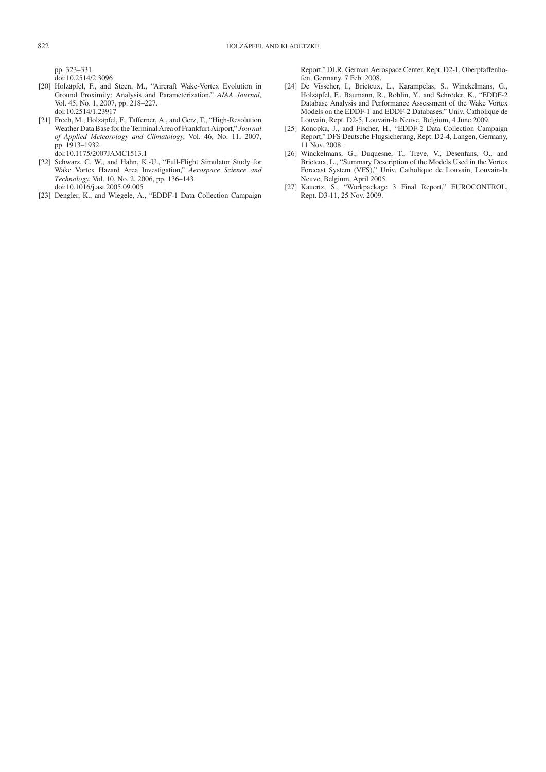pp. 323–331.
doi:10.2514/2.3096

[20] Holzäpfel, F., and Steen, M., "Aircraft Wake-Vortex Evolution in Ground Proximity: Analysis and Parameterization," *AIAA Journal*, Vol. 45, No. 1, 2007, pp. 218–227.
doi:10.2514/1.23917

[21] Frech, M., Holzäpfel, F., Tafferner, A., and Gerz, T., "High-Resolution Weather Data Base for the Terminal Area of Frankfurt Airport," *Journal of Applied Meteorology and Climatology*, Vol. 46, No. 11, 2007, pp. 1913–1932.
doi:10.1175/2007JAMC1513.1

[22] Schwarz, C. W., and Hahn, K.-U., "Full-Flight Simulator Study for Wake Vortex Hazard Area Investigation," *Aerospace Science and Technology*, Vol. 10, No. 2, 2006, pp. 136–143.
doi:10.1016/j.ast.2005.09.005

[23] Dengler, K., and Wiegele, A., "EDDF-1 Data Collection Campaign Report," DLR, German Aerospace Center, Rept. D2-1, Oberpfaffenhofen, Germany, 7 Feb. 2008.

[24] De Visscher, I., Bricteux, L., Karampelas, S., Winckelmans, G., Holzäpfel, F., Baumann, R., Roblin, Y., and Schröder, K., "EDDF-2 Database Analysis and Performance Assessment of the Wake Vortex Models on the EDDF-1 and EDDF-2 Databases," Univ. Catholique de Louvain, Rept. D2-5, Louvain-la Neuve, Belgium, 4 June 2009.

[25] Konopka, J., and Fischer, H., "EDDF-2 Data Collection Campaign Report," DFS Deutsche Flugsicherung, Rept. D2-4, Langen, Germany, 11 Nov. 2008.

[26] Winckelmans, G., Duquesne, T., Treve, V., Desenfans, O., and Bricteux, L., "Summary Description of the Models Used in the Vortex Forecast System (VFS)," Univ. Catholique de Louvain, Louvain-la Neuve, Belgium, April 2005.

[27] Kauertz, S., "Workpackage 3 Final Report," EUROCONTROL, Rept. D3-11, 25 Nov. 2009.